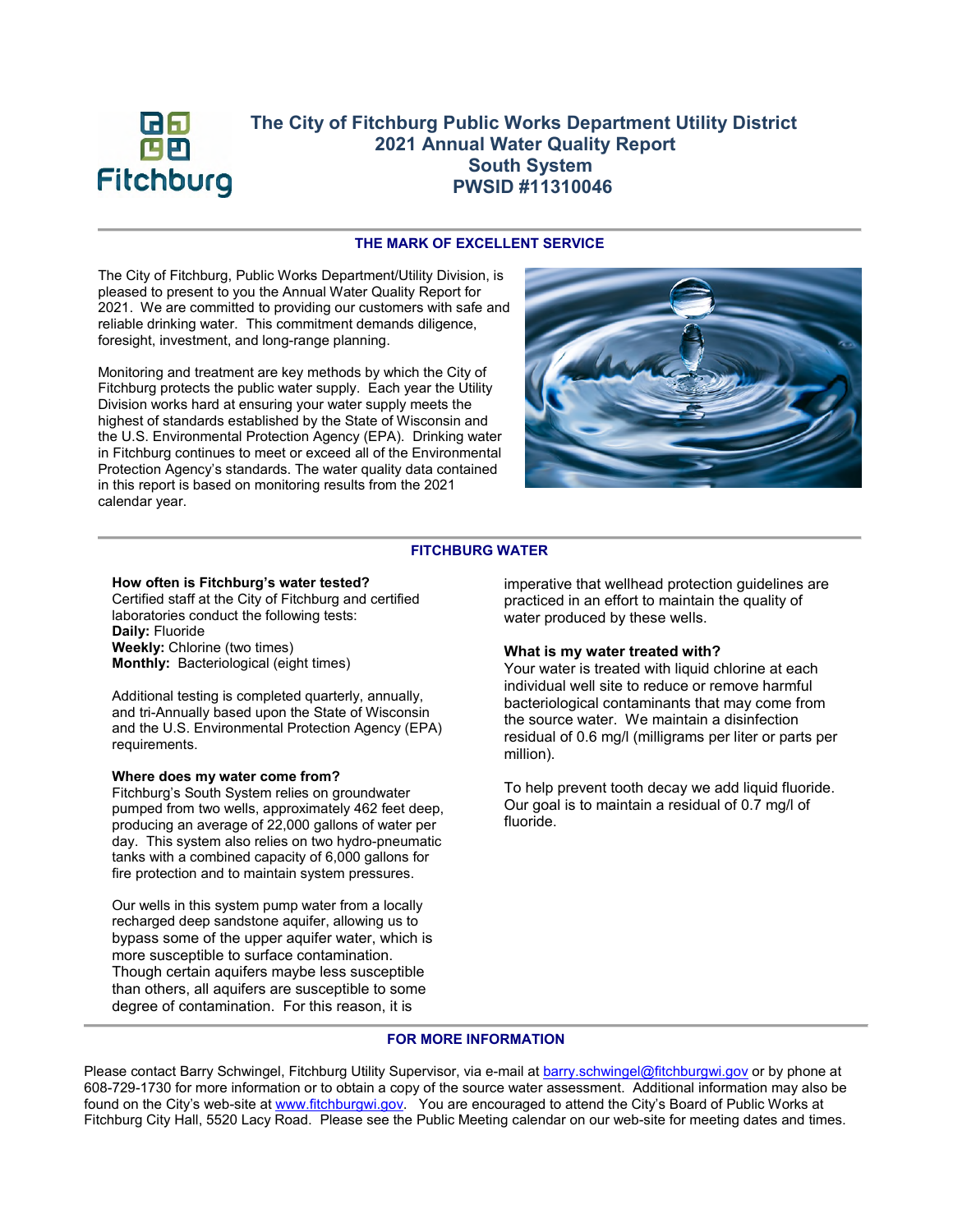# The City of Fitchburg Public Works Department Utility District
## 2021 Annual Water Quality Report
## South System
## PWSID #11310046

### THE MARK OF EXCELLENT SERVICE

The City of Fitchburg, Public Works Department/Utility Division, is pleased to present to you the Annual Water Quality Report for 2021. We are committed to providing our customers with safe and reliable drinking water. This commitment demands diligence, foresight, investment, and long-range planning.

Monitoring and treatment are key methods by which the City of Fitchburg protects the public water supply. Each year the Utility Division works hard at ensuring your water supply meets the highest of standards established by the State of Wisconsin and the U.S. Environmental Protection Agency (EPA). Drinking water in Fitchburg continues to meet or exceed all of the Environmental Protection Agency's standards. The water quality data contained in this report is based on monitoring results from the 2021 calendar year.

### FITCHBURG WATER

**How often is Fitchburg's water tested?**
Certified staff at the City of Fitchburg and certified laboratories conduct the following tests:
**Daily:** Fluoride
**Weekly:** Chlorine (two times)
**Monthly:** Bacteriological (eight times)

Additional testing is completed quarterly, annually, and tri-Annually based upon the State of Wisconsin and the U.S. Environmental Protection Agency (EPA) requirements.

**Where does my water come from?**
Fitchburg's South System relies on groundwater pumped from two wells, approximately 462 feet deep, producing an average of 22,000 gallons of water per day. This system also relies on two hydro-pneumatic tanks with a combined capacity of 6,000 gallons for fire protection and to maintain system pressures.

Our wells in this system pump water from a locally recharged deep sandstone aquifer, allowing us to bypass some of the upper aquifer water, which is more susceptible to surface contamination. Though certain aquifers maybe less susceptible than others, all aquifers are susceptible to some degree of contamination. For this reason, it is imperative that wellhead protection guidelines are practiced in an effort to maintain the quality of water produced by these wells.

**What is my water treated with?**
Your water is treated with liquid chlorine at each individual well site to reduce or remove harmful bacteriological contaminants that may come from the source water. We maintain a disinfection residual of 0.6 mg/l (milligrams per liter or parts per million).

To help prevent tooth decay we add liquid fluoride. Our goal is to maintain a residual of 0.7 mg/l of fluoride.

### FOR MORE INFORMATION

Please contact Barry Schwingel, Fitchburg Utility Supervisor, via e-mail at barry.schwingel@fitchburgwi.gov or by phone at 608-729-1730 for more information or to obtain a copy of the source water assessment. Additional information may also be found on the City's web-site at www.fitchburgwi.gov. You are encouraged to attend the City's Board of Public Works at Fitchburg City Hall, 5520 Lacy Road. Please see the Public Meeting calendar on our web-site for meeting dates and times.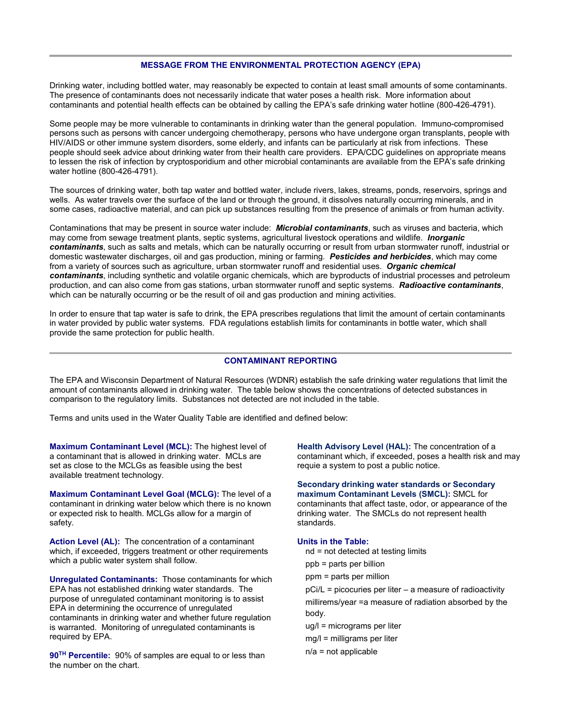## MESSAGE FROM THE ENVIRONMENTAL PROTECTION AGENCY (EPA)

Drinking water, including bottled water, may reasonably be expected to contain at least small amounts of some contaminants. The presence of contaminants does not necessarily indicate that water poses a health risk. More information about contaminants and potential health effects can be obtained by calling the EPA's safe drinking water hotline (800-426-4791).

Some people may be more vulnerable to contaminants in drinking water than the general population. Immuno-compromised persons such as persons with cancer undergoing chemotherapy, persons who have undergone organ transplants, people with HIV/AIDS or other immune system disorders, some elderly, and infants can be particularly at risk from infections. These people should seek advice about drinking water from their health care providers. EPA/CDC guidelines on appropriate means to lessen the risk of infection by cryptosporidium and other microbial contaminants are available from the EPA's safe drinking water hotline (800-426-4791).

The sources of drinking water, both tap water and bottled water, include rivers, lakes, streams, ponds, reservoirs, springs and wells. As water travels over the surface of the land or through the ground, it dissolves naturally occurring minerals, and in some cases, radioactive material, and can pick up substances resulting from the presence of animals or from human activity.

Contaminations that may be present in source water include: ***Microbial contaminants***, such as viruses and bacteria, which may come from sewage treatment plants, septic systems, agricultural livestock operations and wildlife. ***Inorganic contaminants***, such as salts and metals, which can be naturally occurring or result from urban stormwater runoff, industrial or domestic wastewater discharges, oil and gas production, mining or farming. ***Pesticides and herbicides***, which may come from a variety of sources such as agriculture, urban stormwater runoff and residential uses. ***Organic chemical contaminants***, including synthetic and volatile organic chemicals, which are byproducts of industrial processes and petroleum production, and can also come from gas stations, urban stormwater runoff and septic systems. ***Radioactive contaminants***, which can be naturally occurring or be the result of oil and gas production and mining activities.

In order to ensure that tap water is safe to drink, the EPA prescribes regulations that limit the amount of certain contaminants in water provided by public water systems. FDA regulations establish limits for contaminants in bottle water, which shall provide the same protection for public health.

## CONTAMINANT REPORTING

The EPA and Wisconsin Department of Natural Resources (WDNR) establish the safe drinking water regulations that limit the amount of contaminants allowed in drinking water. The table below shows the concentrations of detected substances in comparison to the regulatory limits. Substances not detected are not included in the table.

Terms and units used in the Water Quality Table are identified and defined below:

**Maximum Contaminant Level (MCL):** The highest level of a contaminant that is allowed in drinking water. MCLs are set as close to the MCLGs as feasible using the best available treatment technology.

**Maximum Contaminant Level Goal (MCLG):** The level of a contaminant in drinking water below which there is no known or expected risk to health. MCLGs allow for a margin of safety.

**Action Level (AL):** The concentration of a contaminant which, if exceeded, triggers treatment or other requirements which a public water system shall follow.

**Unregulated Contaminants:** Those contaminants for which EPA has not established drinking water standards. The purpose of unregulated contaminant monitoring is to assist EPA in determining the occurrence of unregulated contaminants in drinking water and whether future regulation is warranted. Monitoring of unregulated contaminants is required by EPA.

**90TH Percentile:** 90% of samples are equal to or less than the number on the chart.

**Health Advisory Level (HAL):** The concentration of a contaminant which, if exceeded, poses a health risk and may requie a system to post a public notice.

**Secondary drinking water standards or Secondary maximum Contaminant Levels (SMCL):** SMCL for contaminants that affect taste, odor, or appearance of the drinking water. The SMCLs do not represent health standards.

**Units in the Table:**

- nd = not detected at testing limits
- ppb = parts per billion
- ppm = parts per million
- pCi/L = picocuries per liter – a measure of radioactivity
- millirems/year =a measure of radiation absorbed by the body.
- ug/l = micrograms per liter
- mg/l = milligrams per liter
- n/a = not applicable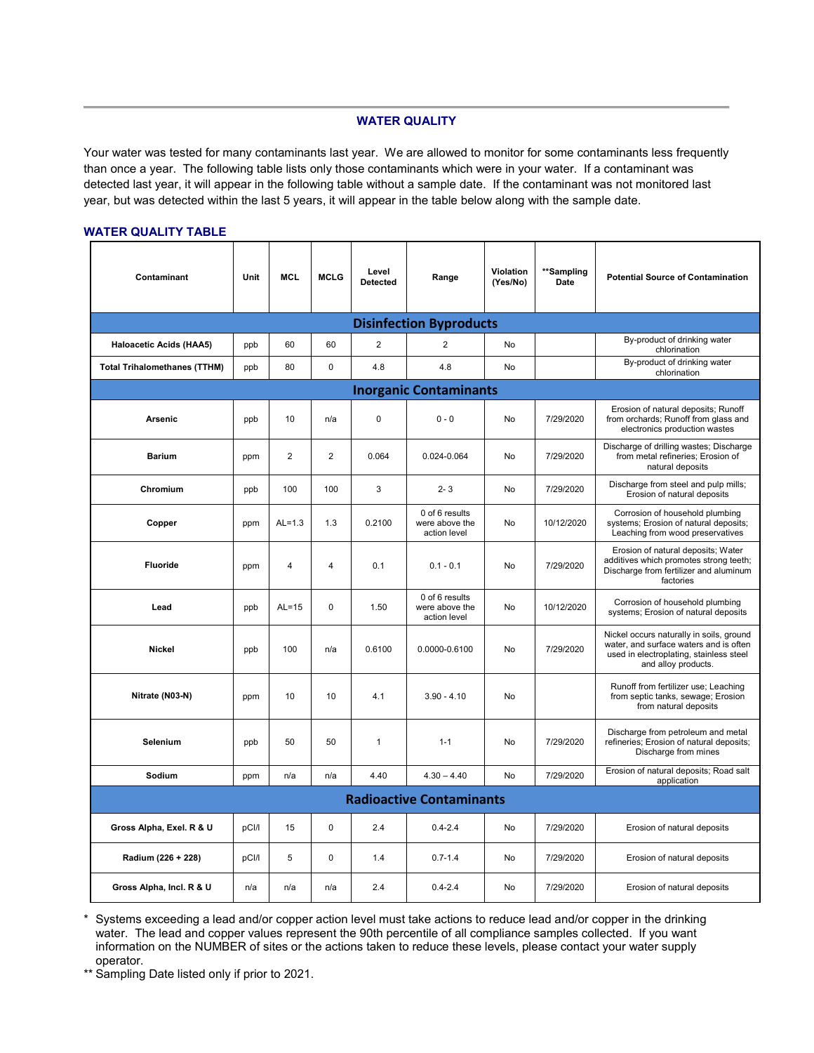## WATER QUALITY

Your water was tested for many contaminants last year. We are allowed to monitor for some contaminants less frequently than once a year. The following table lists only those contaminants which were in your water. If a contaminant was detected last year, it will appear in the following table without a sample date. If the contaminant was not monitored last year, but was detected within the last 5 years, it will appear in the table below along with the sample date.

### WATER QUALITY TABLE

| Contaminant | Unit | MCL | MCLG | Level Detected | Range | Violation (Yes/No) | **Sampling Date | Potential Source of Contamination |
|---|---|---|---|---|---|---|---|---|
| **Disinfection Byproducts** | | | | | | | | |
| Haloacetic Acids (HAA5) | ppb | 60 | 60 | 2 | 2 | No | | By-product of drinking water chlorination |
| Total Trihalomethanes (TTHM) | ppb | 80 | 0 | 4.8 | 4.8 | No | | By-product of drinking water chlorination |
| **Inorganic Contaminants** | | | | | | | | |
| Arsenic | ppb | 10 | n/a | 0 | 0 - 0 | No | 7/29/2020 | Erosion of natural deposits; Runoff from orchards; Runoff from glass and electronics production wastes |
| Barium | ppm | 2 | 2 | 0.064 | 0.024-0.064 | No | 7/29/2020 | Discharge of drilling wastes; Discharge from metal refineries; Erosion of natural deposits |
| Chromium | ppb | 100 | 100 | 3 | 2- 3 | No | 7/29/2020 | Discharge from steel and pulp mills; Erosion of natural deposits |
| Copper | ppm | AL=1.3 | 1.3 | 0.2100 | 0 of 6 results were above the action level | No | 10/12/2020 | Corrosion of household plumbing systems; Erosion of natural deposits; Leaching from wood preservatives |
| Fluoride | ppm | 4 | 4 | 0.1 | 0.1 - 0.1 | No | 7/29/2020 | Erosion of natural deposits; Water additives which promotes strong teeth; Discharge from fertilizer and aluminum factories |
| Lead | ppb | AL=15 | 0 | 1.50 | 0 of 6 results were above the action level | No | 10/12/2020 | Corrosion of household plumbing systems; Erosion of natural deposits |
| Nickel | ppb | 100 | n/a | 0.6100 | 0.0000-0.6100 | No | 7/29/2020 | Nickel occurs naturally in soils, ground water, and surface waters and is often used in electroplating, stainless steel and alloy products. |
| Nitrate (N03-N) | ppm | 10 | 10 | 4.1 | 3.90 - 4.10 | No | | Runoff from fertilizer use; Leaching from septic tanks, sewage; Erosion from natural deposits |
| Selenium | ppb | 50 | 50 | 1 | 1-1 | No | 7/29/2020 | Discharge from petroleum and metal refineries; Erosion of natural deposits; Discharge from mines |
| Sodium | ppm | n/a | n/a | 4.40 | 4.30 – 4.40 | No | 7/29/2020 | Erosion of natural deposits; Road salt application |
| **Radioactive Contaminants** | | | | | | | | |
| Gross Alpha, Excl. R & U | pCI/l | 15 | 0 | 2.4 | 0.4-2.4 | No | 7/29/2020 | Erosion of natural deposits |
| Radium (226 + 228) | pCI/l | 5 | 0 | 1.4 | 0.7-1.4 | No | 7/29/2020 | Erosion of natural deposits |
| Gross Alpha, Incl. R & U | n/a | n/a | n/a | 2.4 | 0.4-2.4 | No | 7/29/2020 | Erosion of natural deposits |

\* Systems exceeding a lead and/or copper action level must take actions to reduce lead and/or copper in the drinking water. The lead and copper values represent the 90th percentile of all compliance samples collected. If you want information on the NUMBER of sites or the actions taken to reduce these levels, please contact your water supply operator.

** Sampling Date listed only if prior to 2021.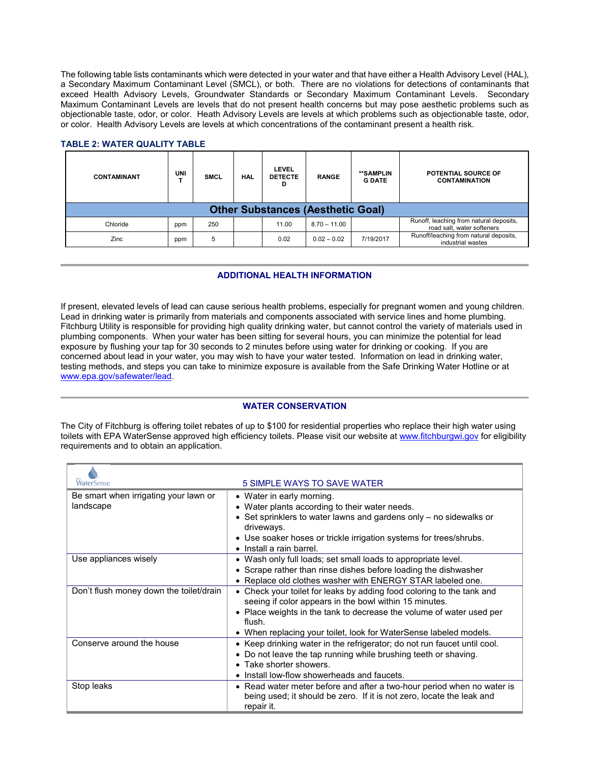The following table lists contaminants which were detected in your water and that have either a Health Advisory Level (HAL), a Secondary Maximum Contaminant Level (SMCL), or both. There are no violations for detections of contaminants that exceed Health Advisory Levels, Groundwater Standards or Secondary Maximum Contaminant Levels. Secondary Maximum Contaminant Levels are levels that do not present health concerns but may pose aesthetic problems such as objectionable taste, odor, or color. Heath Advisory Levels are levels at which problems such as objectionable taste, odor, or color. Health Advisory Levels are levels at which concentrations of the contaminant present a health risk.

### TABLE 2: WATER QUALITY TABLE

| CONTAMINANT | UNIT | SMCL | HAL | LEVEL DETECTED | RANGE | **SAMPLING DATE | POTENTIAL SOURCE OF CONTAMINATION |
|---|---|---|---|---|---|---|---|
| **Other Substances (Aesthetic Goal)** | | | | | | | |
| Chloride | ppm | 250 | | 11.00 | 8.70 – 11.00 | | Runoff, leaching from natural deposits, road salt, water softeners |
| Zinc | ppm | 5 | | 0.02 | 0.02 – 0.02 | 7/19/2017 | Runoff/leaching from natural deposits, industrial wastes |

## ADDITIONAL HEALTH INFORMATION

If present, elevated levels of lead can cause serious health problems, especially for pregnant women and young children. Lead in drinking water is primarily from materials and components associated with service lines and home plumbing. Fitchburg Utility is responsible for providing high quality drinking water, but cannot control the variety of materials used in plumbing components. When your water has been sitting for several hours, you can minimize the potential for lead exposure by flushing your tap for 30 seconds to 2 minutes before using water for drinking or cooking. If you are concerned about lead in your water, you may wish to have your water tested. Information on lead in drinking water, testing methods, and steps you can take to minimize exposure is available from the Safe Drinking Water Hotline or at www.epa.gov/safewater/lead.

## WATER CONSERVATION

The City of Fitchburg is offering toilet rebates of up to $100 for residential properties who replace their high water using toilets with EPA WaterSense approved high efficiency toilets. Please visit our website at www.fitchburgwi.gov for eligibility requirements and to obtain an application.

| WaterSense | 5 SIMPLE WAYS TO SAVE WATER |
|---|---|
| Be smart when irrigating your lawn or landscape | • Water in early morning.<br>• Water plants according to their water needs.<br>• Set sprinklers to water lawns and gardens only – no sidewalks or driveways.<br>• Use soaker hoses or trickle irrigation systems for trees/shrubs.<br>• Install a rain barrel. |
| Use appliances wisely | • Wash only full loads; set small loads to appropriate level.<br>• Scrape rather than rinse dishes before loading the dishwasher<br>• Replace old clothes washer with ENERGY STAR labeled one. |
| Don't flush money down the toilet/drain | • Check your toilet for leaks by adding food coloring to the tank and seeing if color appears in the bowl within 15 minutes.<br>• Place weights in the tank to decrease the volume of water used per flush.<br>• When replacing your toilet, look for WaterSense labeled models. |
| Conserve around the house | • Keep drinking water in the refrigerator; do not run faucet until cool.<br>• Do not leave the tap running while brushing teeth or shaving.<br>• Take shorter showers.<br>• Install low-flow showerheads and faucets. |
| Stop leaks | • Read water meter before and after a two-hour period when no water is being used; it should be zero. If it is not zero, locate the leak and repair it. |